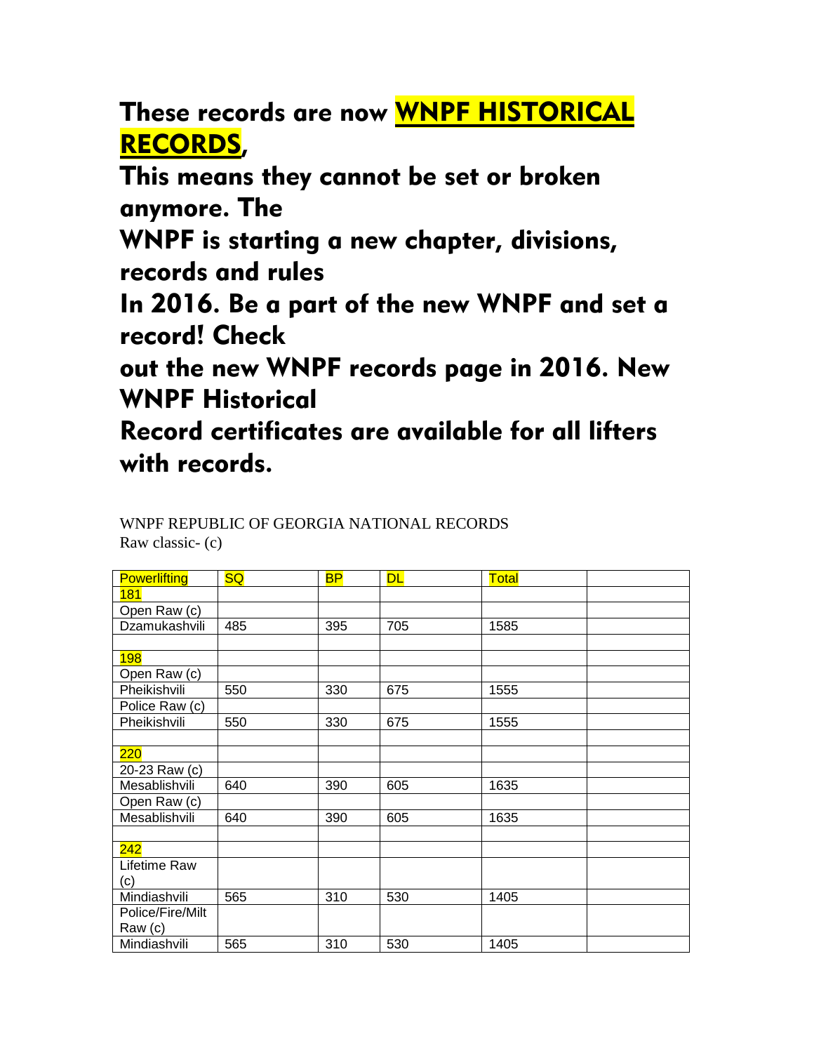## These records are now **WNPF HISTORICAL RECORDS**,
## This means they cannot be set or broken anymore. The WNPF is starting a new chapter, divisions, records and rules In 2016. Be a part of the new WNPF and set a record! Check out the new WNPF records page in 2016. New WNPF Historical Record certificates are available for all lifters with records.

WNPF REPUBLIC OF GEORGIA NATIONAL RECORDS
Raw classic- (c)

| Powerlifting | SQ | BP | DL | Total | |
|---|---|---|---|---|---|
| 181 | | | | | |
| Open Raw (c) | | | | | |
| Dzamukashvili | 485 | 395 | 705 | 1585 | |
| | | | | | |
| 198 | | | | | |
| Open Raw (c) | | | | | |
| Pheikishvili | 550 | 330 | 675 | 1555 | |
| Police Raw (c) | | | | | |
| Pheikishvili | 550 | 330 | 675 | 1555 | |
| | | | | | |
| 220 | | | | | |
| 20-23 Raw (c) | | | | | |
| Mesablishvili | 640 | 390 | 605 | 1635 | |
| Open Raw (c) | | | | | |
| Mesablishvili | 640 | 390 | 605 | 1635 | |
| | | | | | |
| 242 | | | | | |
| Lifetime Raw (c) | | | | | |
| Mindiashvili | 565 | 310 | 530 | 1405 | |
| Police/Fire/Milt Raw (c) | | | | | |
| Mindiashvili | 565 | 310 | 530 | 1405 | |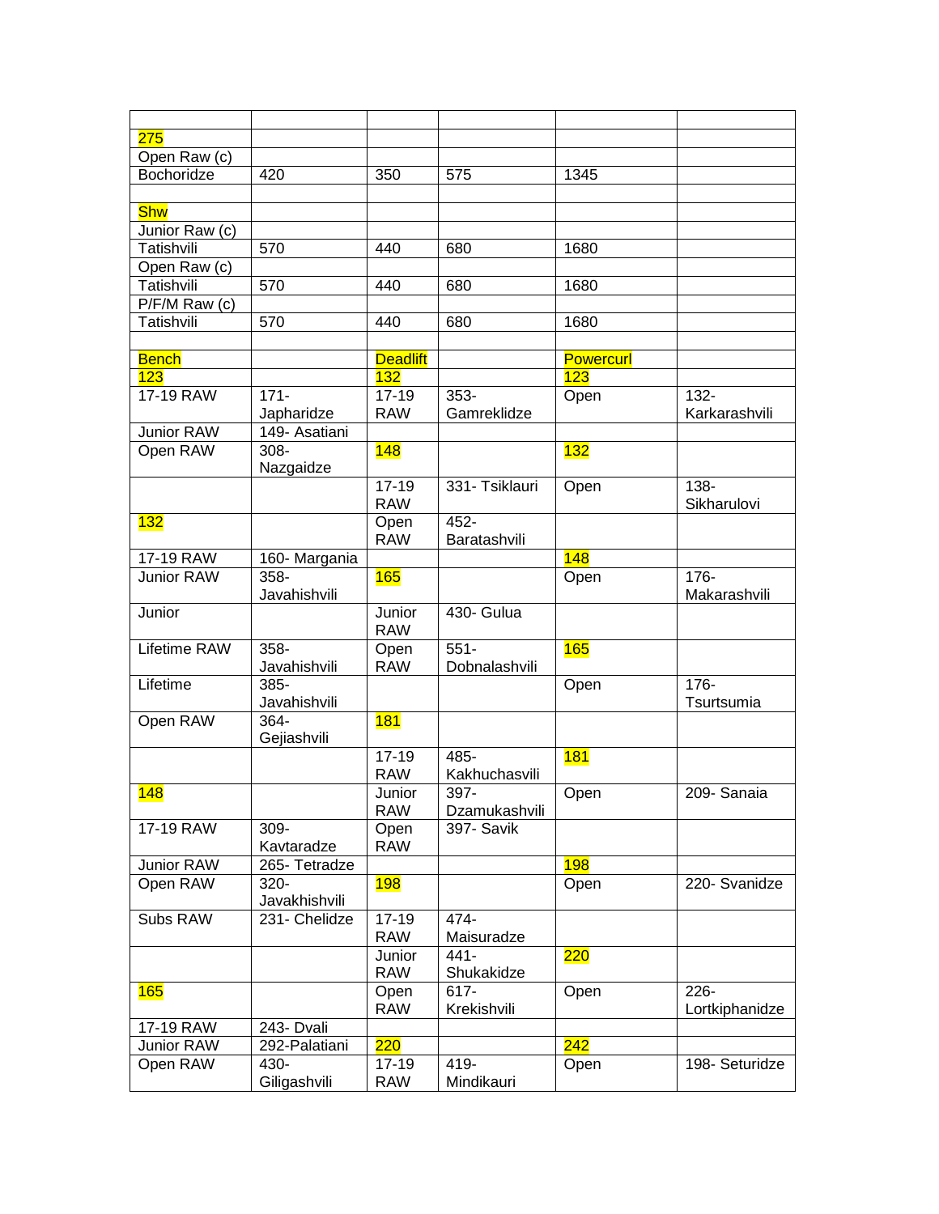| | | | | | |
|---|---|---|---|---|---|
| 275 | | | | | |
| Open Raw (c) | | | | | |
| Bochoridze | 420 | 350 | 575 | 1345 | |
| | | | | | |
| Shw | | | | | |
| Junior Raw (c) | | | | | |
| Tatishvili | 570 | 440 | 680 | 1680 | |
| Open Raw (c) | | | | | |
| Tatishvili | 570 | 440 | 680 | 1680 | |
| P/F/M Raw (c) | | | | | |
| Tatishvili | 570 | 440 | 680 | 1680 | |
| | | | | | |
| Bench | | Deadlift | | Powercurl | |
| 123 | | 132 | | 123 | |
| 17-19 RAW | 171- Japharidze | 17-19 RAW | 353- Gamreklidze | Open | 132- Karkarashvili |
| Junior RAW | 149- Asatiani | | | | |
| Open RAW | 308- Nazgaidze | 148 | | 132 | |
| | | 17-19 RAW | 331- Tsiklauri | Open | 138- Sikharulovi |
| 132 | | Open RAW | 452- Baratashvili | | |
| 17-19 RAW | 160- Margania | | | 148 | |
| Junior RAW | 358- Javahishvili | 165 | | Open | 176- Makarashvili |
| Junior | | Junior RAW | 430- Gulua | | |
| Lifetime RAW | 358- Javahishvili | Open RAW | 551- Dobnalashvili | 165 | |
| Lifetime | 385- Javahishvili | | | Open | 176- Tsurtsumia |
| Open RAW | 364- Gejiashvili | 181 | | | |
| | | 17-19 RAW | 485- Kakhuchasvili | 181 | |
| 148 | | Junior RAW | 397- Dzamukashvili | Open | 209- Sanaia |
| 17-19 RAW | 309- Kavtaradze | Open RAW | 397- Savik | | |
| Junior RAW | 265- Tetradze | | | 198 | |
| Open RAW | 320- Javakhishvili | 198 | | Open | 220- Svanidze |
| Subs RAW | 231- Chelidze | 17-19 RAW | 474- Maisuradze | | |
| | | Junior RAW | 441- Shukakidze | 220 | |
| 165 | | Open RAW | 617- Krekishvili | Open | 226- Lortkiphanidze |
| 17-19 RAW | 243- Dvali | | | | |
| Junior RAW | 292-Palatiani | 220 | | 242 | |
| Open RAW | 430- Giligashvili | 17-19 RAW | 419- Mindikauri | Open | 198- Seturidze |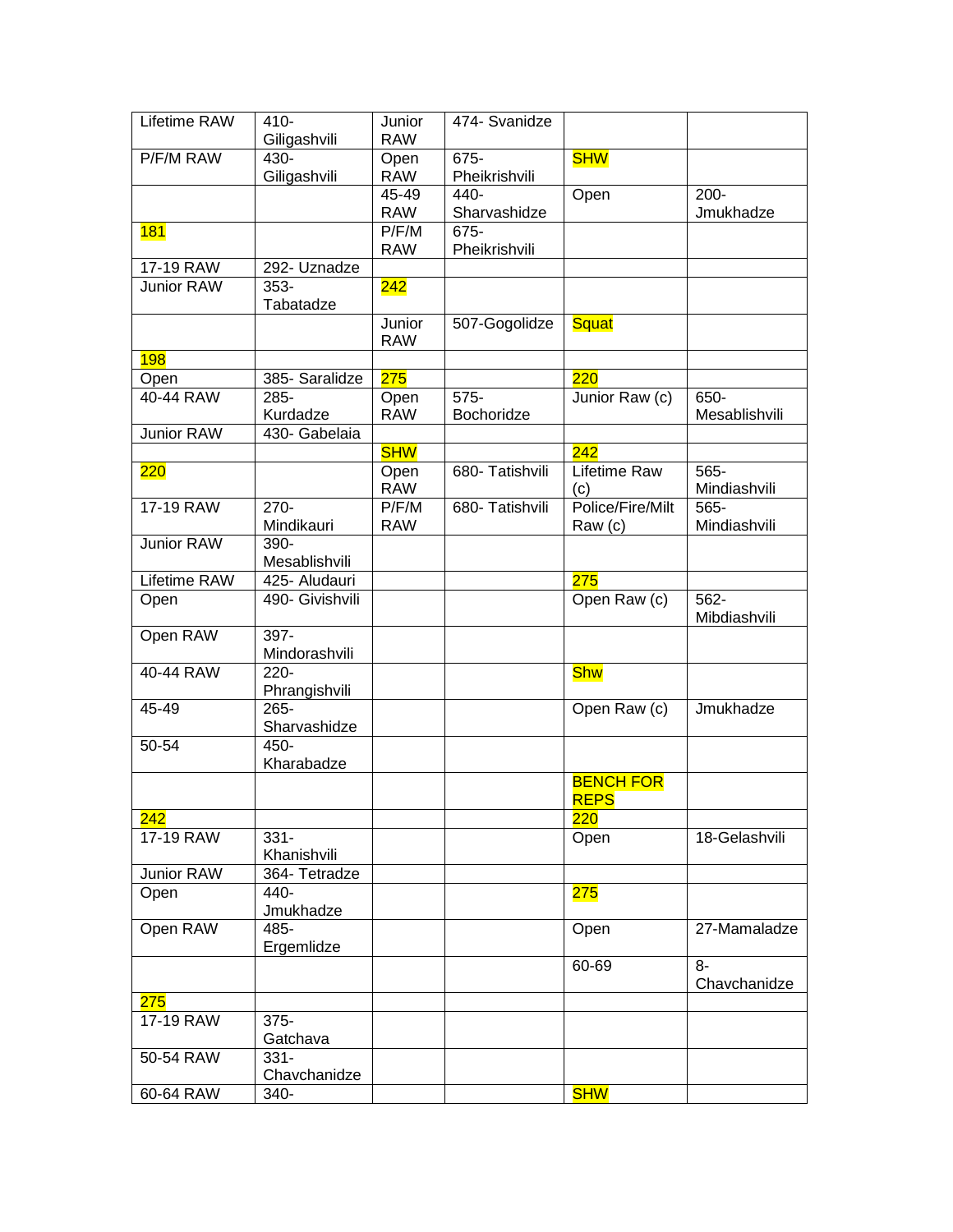| Lifetime RAW | 410- Giligashvili | Junior RAW | 474- Svanidze | | |
|---|---|---|---|---|---|
| P/F/M RAW | 430- Giligashvili | Open RAW | 675- Pheikrishvili | SHW | |
| | | 45-49 RAW | 440- Sharvashidze | Open | 200- Jmukhadze |
| 181 | | P/F/M RAW | 675- Pheikrishvili | | |
| 17-19 RAW | 292- Uznadze | | | | |
| Junior RAW | 353- Tabatadze | 242 | | | |
| | | Junior RAW | 507-Gogolidze | Squat | |
| 198 | | | | | |
| Open | 385- Saralidze | 275 | | 220 | |
| 40-44 RAW | 285- Kurdadze | Open RAW | 575- Bochoridze | Junior Raw (c) | 650- Mesablishvili |
| Junior RAW | 430- Gabelaia | | | | |
| | | SHW | | 242 | |
| 220 | | Open RAW | 680- Tatishvili | Lifetime Raw (c) | 565- Mindiashvili |
| 17-19 RAW | 270- Mindikauri | P/F/M RAW | 680- Tatishvili | Police/Fire/Milt Raw (c) | 565- Mindiashvili |
| Junior RAW | 390- Mesablishvili | | | | |
| Lifetime RAW | 425- Aludauri | | | 275 | |
| Open | 490- Givishvili | | | Open Raw (c) | 562- Mibdiashvili |
| Open RAW | 397- Mindorashvili | | | | |
| 40-44 RAW | 220- Phrangishvili | | | Shw | |
| 45-49 | 265- Sharvashidze | | | Open Raw (c) | Jmukhadze |
| 50-54 | 450- Kharabadze | | | | |
| | | | | BENCH FOR REPS | |
| 242 | | | | 220 | |
| 17-19 RAW | 331- Khanishvili | | | Open | 18-Gelashvili |
| Junior RAW | 364- Tetradze | | | | |
| Open | 440- Jmukhadze | | | 275 | |
| Open RAW | 485- Ergemlidze | | | Open | 27-Mamaladze |
| | | | | 60-69 | 8- Chavchanidze |
| 275 | | | | | |
| 17-19 RAW | 375- Gatchava | | | | |
| 50-54 RAW | 331- Chavchanidze | | | | |
| 60-64 RAW | 340- | | | SHW | |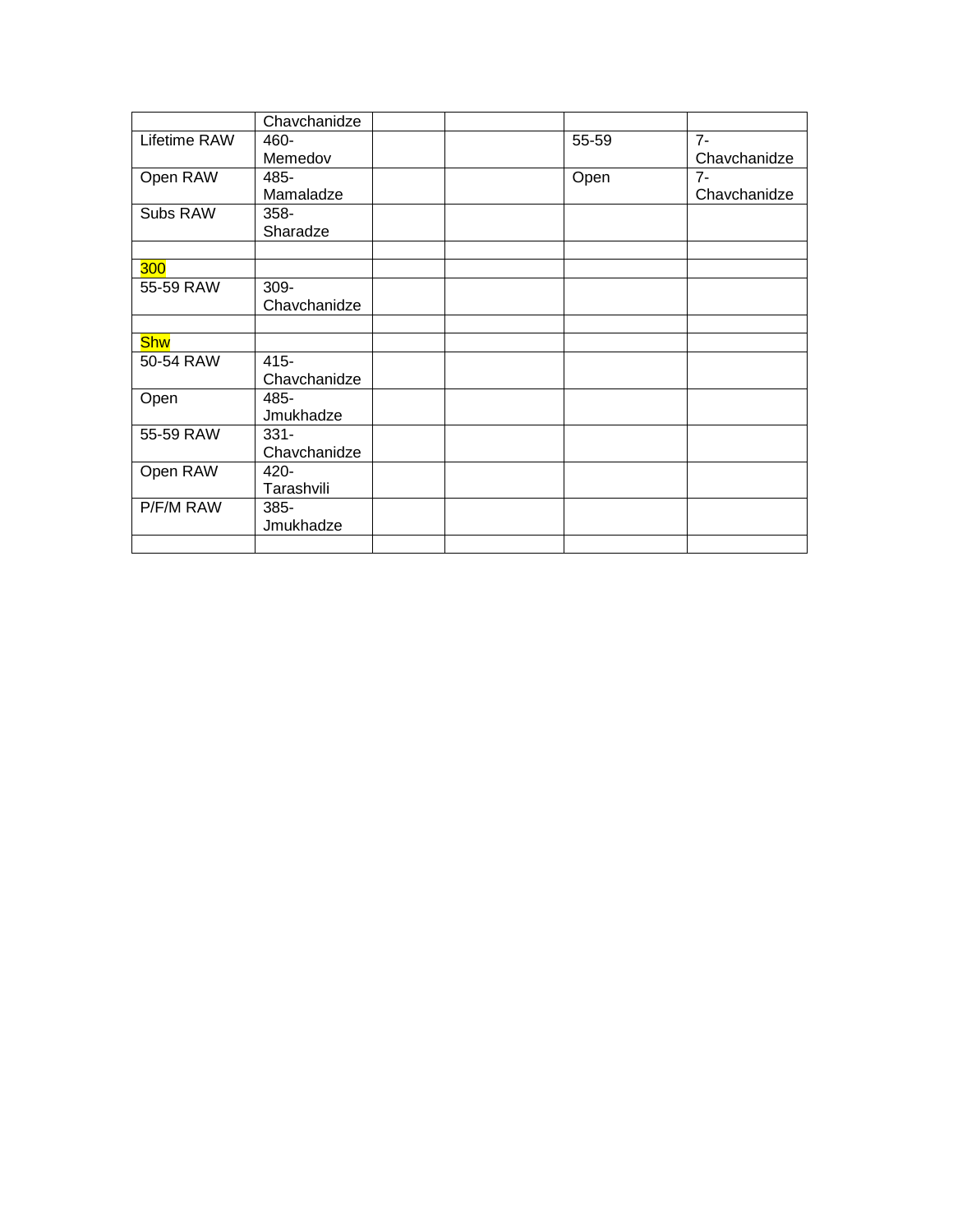| | | | | | |
|---|---|---|---|---|---|
| | Chavchanidze | | | | |
| Lifetime RAW | 460-Memedov | | | 55-59 | 7-Chavchanidze |
| Open RAW | 485-Mamaladze | | | Open | 7-Chavchanidze |
| Subs RAW | 358-Sharadze | | | | |
| | | | | | |
| 300 | | | | | |
| 55-59 RAW | 309-Chavchanidze | | | | |
| | | | | | |
| Shw | | | | | |
| 50-54 RAW | 415-Chavchanidze | | | | |
| Open | 485-Jmukhadze | | | | |
| 55-59 RAW | 331-Chavchanidze | | | | |
| Open RAW | 420-Tarashvili | | | | |
| P/F/M RAW | 385-Jmukhadze | | | | |
| | | | | | |